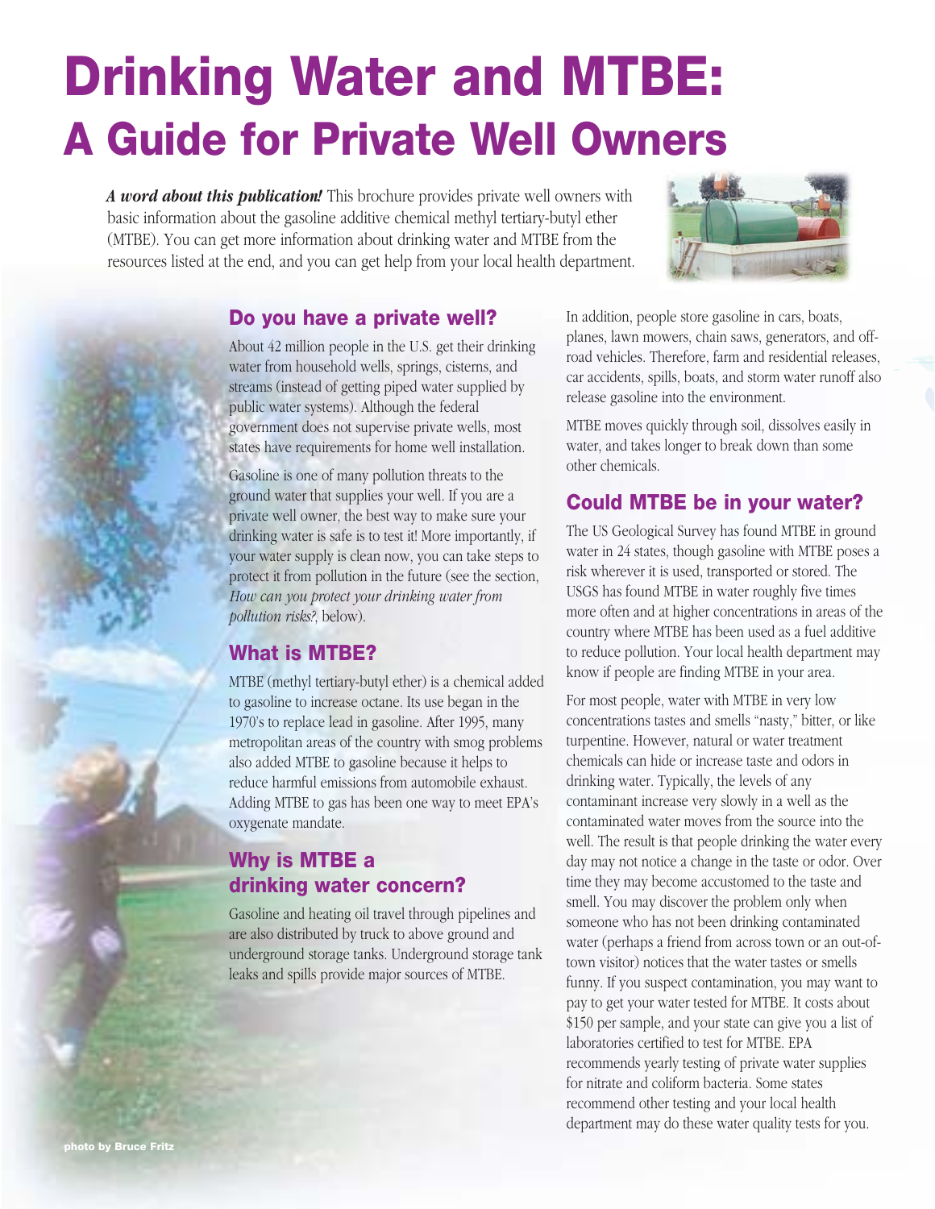# Drinking Water and MTBE:
# A Guide for Private Well Owners

***A word about this publication!*** This brochure provides private well owners with basic information about the gasoline additive chemical methyl tertiary-butyl ether (MTBE). You can get more information about drinking water and MTBE from the resources listed at the end, and you can get help from your local health department.

## Do you have a private well?

About 42 million people in the U.S. get their drinking water from household wells, springs, cisterns, and streams (instead of getting piped water supplied by public water systems). Although the federal government does not supervise private wells, most states have requirements for home well installation.

Gasoline is one of many pollution threats to the ground water that supplies your well. If you are a private well owner, the best way to make sure your drinking water is safe is to test it! More importantly, if your water supply is clean now, you can take steps to protect it from pollution in the future (see the section, *How can you protect your drinking water from pollution risks?,* below).

## What is MTBE?

MTBE (methyl tertiary-butyl ether) is a chemical added to gasoline to increase octane. Its use began in the 1970's to replace lead in gasoline. After 1995, many metropolitan areas of the country with smog problems also added MTBE to gasoline because it helps to reduce harmful emissions from automobile exhaust. Adding MTBE to gas has been one way to meet EPA's oxygenate mandate.

## Why is MTBE a drinking water concern?

Gasoline and heating oil travel through pipelines and are also distributed by truck to above ground and underground storage tanks. Underground storage tank leaks and spills provide major sources of MTBE.

In addition, people store gasoline in cars, boats, planes, lawn mowers, chain saws, generators, and off-road vehicles. Therefore, farm and residential releases, car accidents, spills, boats, and storm water runoff also release gasoline into the environment.

MTBE moves quickly through soil, dissolves easily in water, and takes longer to break down than some other chemicals.

## Could MTBE be in your water?

The US Geological Survey has found MTBE in ground water in 24 states, though gasoline with MTBE poses a risk wherever it is used, transported or stored. The USGS has found MTBE in water roughly five times more often and at higher concentrations in areas of the country where MTBE has been used as a fuel additive to reduce pollution. Your local health department may know if people are finding MTBE in your area.

For most people, water with MTBE in very low concentrations tastes and smells "nasty," bitter, or like turpentine. However, natural or water treatment chemicals can hide or increase taste and odors in drinking water. Typically, the levels of any contaminant increase very slowly in a well as the contaminated water moves from the source into the well. The result is that people drinking the water every day may not notice a change in the taste or odor. Over time they may become accustomed to the taste and smell. You may discover the problem only when someone who has not been drinking contaminated water (perhaps a friend from across town or an out-of-town visitor) notices that the water tastes or smells funny. If you suspect contamination, you may want to pay to get your water tested for MTBE. It costs about $150 per sample, and your state can give you a list of laboratories certified to test for MTBE. EPA recommends yearly testing of private water supplies for nitrate and coliform bacteria. Some states recommend other testing and your local health department may do these water quality tests for you.

photo by Bruce Fritz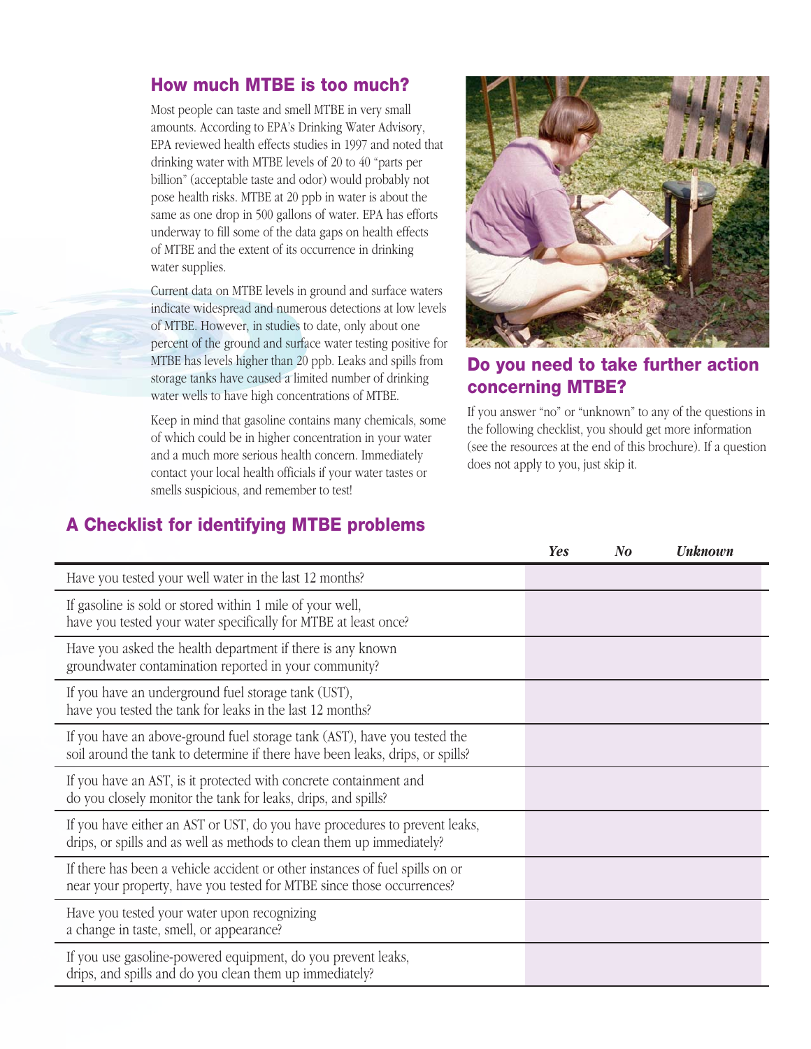## How much MTBE is too much?

Most people can taste and smell MTBE in very small amounts. According to EPA's Drinking Water Advisory, EPA reviewed health effects studies in 1997 and noted that drinking water with MTBE levels of 20 to 40 "parts per billion" (acceptable taste and odor) would probably not pose health risks. MTBE at 20 ppb in water is about the same as one drop in 500 gallons of water. EPA has efforts underway to fill some of the data gaps on health effects of MTBE and the extent of its occurrence in drinking water supplies.

Current data on MTBE levels in ground and surface waters indicate widespread and numerous detections at low levels of MTBE. However, in studies to date, only about one percent of the ground and surface water testing positive for MTBE has levels higher than 20 ppb. Leaks and spills from storage tanks have caused a limited number of drinking water wells to have high concentrations of MTBE.

Keep in mind that gasoline contains many chemicals, some of which could be in higher concentration in your water and a much more serious health concern. Immediately contact your local health officials if your water tastes or smells suspicious, and remember to test!

## Do you need to take further action concerning MTBE?

If you answer "no" or "unknown" to any of the questions in the following checklist, you should get more information (see the resources at the end of this brochure). If a question does not apply to you, just skip it.

## A Checklist for identifying MTBE problems

| | *Yes* | *No* | *Unknown* |
|---|---|---|---|
| Have you tested your well water in the last 12 months? | | | |
| If gasoline is sold or stored within 1 mile of your well, have you tested your water specifically for MTBE at least once? | | | |
| Have you asked the health department if there is any known groundwater contamination reported in your community? | | | |
| If you have an underground fuel storage tank (UST), have you tested the tank for leaks in the last 12 months? | | | |
| If you have an above-ground fuel storage tank (AST), have you tested the soil around the tank to determine if there have been leaks, drips, or spills? | | | |
| If you have an AST, is it protected with concrete containment and do you closely monitor the tank for leaks, drips, and spills? | | | |
| If you have either an AST or UST, do you have procedures to prevent leaks, drips, or spills and as well as methods to clean them up immediately? | | | |
| If there has been a vehicle accident or other instances of fuel spills on or near your property, have you tested for MTBE since those occurrences? | | | |
| Have you tested your water upon recognizing a change in taste, smell, or appearance? | | | |
| If you use gasoline-powered equipment, do you prevent leaks, drips, and spills and do you clean them up immediately? | | | |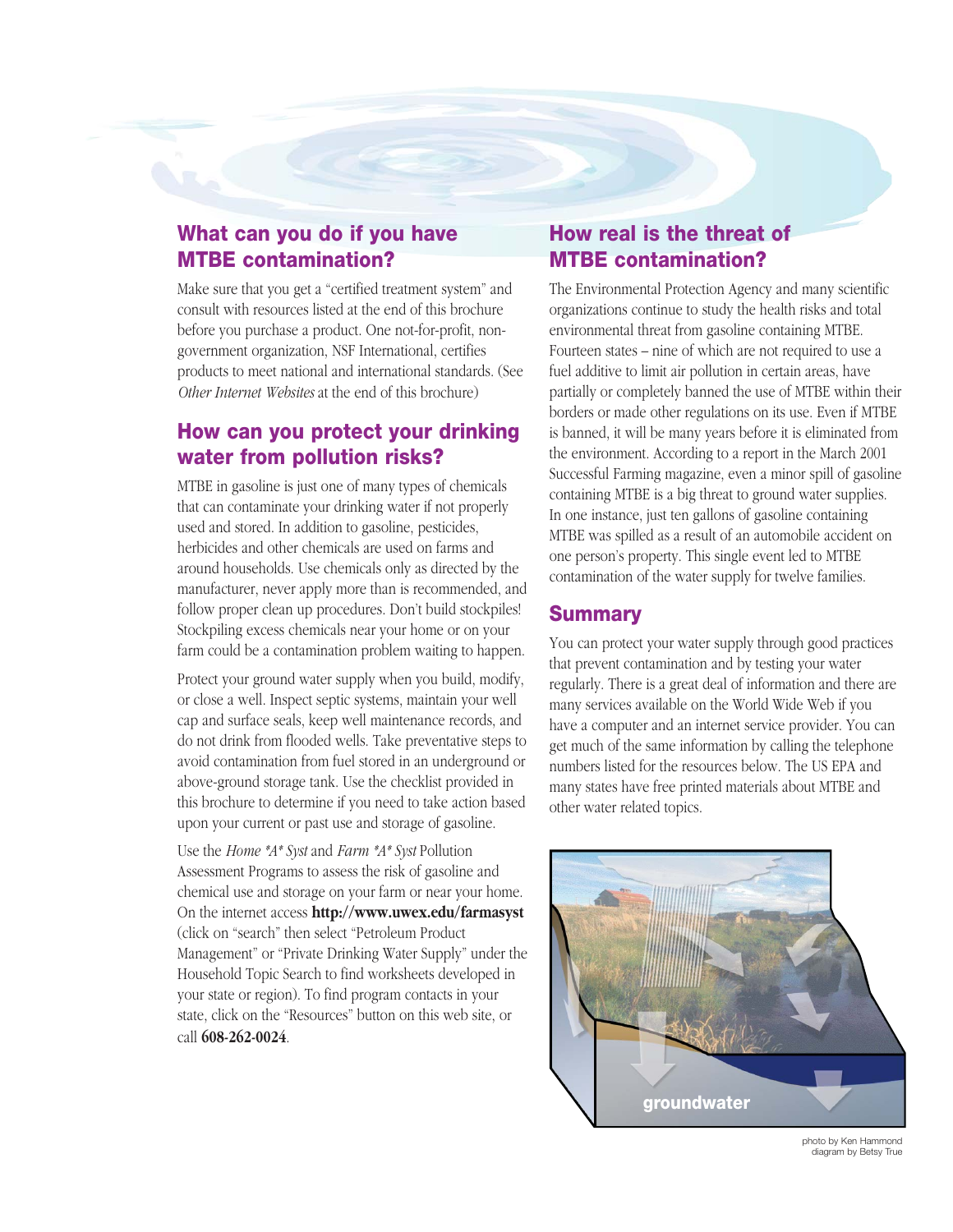## What can you do if you have MTBE contamination?

Make sure that you get a "certified treatment system" and consult with resources listed at the end of this brochure before you purchase a product. One not-for-profit, non-government organization, NSF International, certifies products to meet national and international standards. (See *Other Internet Websites* at the end of this brochure)

## How can you protect your drinking water from pollution risks?

MTBE in gasoline is just one of many types of chemicals that can contaminate your drinking water if not properly used and stored. In addition to gasoline, pesticides, herbicides and other chemicals are used on farms and around households. Use chemicals only as directed by the manufacturer, never apply more than is recommended, and follow proper clean up procedures. Don't build stockpiles! Stockpiling excess chemicals near your home or on your farm could be a contamination problem waiting to happen.

Protect your ground water supply when you build, modify, or close a well. Inspect septic systems, maintain your well cap and surface seals, keep well maintenance records, and do not drink from flooded wells. Take preventative steps to avoid contamination from fuel stored in an underground or above-ground storage tank. Use the checklist provided in this brochure to determine if you need to take action based upon your current or past use and storage of gasoline.

Use the *Home \*A\* Syst* and *Farm \*A\* Syst* Pollution Assessment Programs to assess the risk of gasoline and chemical use and storage on your farm or near your home. On the internet access **http://www.uwex.edu/farmasyst** (click on "search" then select "Petroleum Product Management" or "Private Drinking Water Supply" under the Household Topic Search to find worksheets developed in your state or region). To find program contacts in your state, click on the "Resources" button on this web site, or call **608-262-0024**.

## How real is the threat of MTBE contamination?

The Environmental Protection Agency and many scientific organizations continue to study the health risks and total environmental threat from gasoline containing MTBE. Fourteen states – nine of which are not required to use a fuel additive to limit air pollution in certain areas, have partially or completely banned the use of MTBE within their borders or made other regulations on its use. Even if MTBE is banned, it will be many years before it is eliminated from the environment. According to a report in the March 2001 Successful Farming magazine, even a minor spill of gasoline containing MTBE is a big threat to ground water supplies. In one instance, just ten gallons of gasoline containing MTBE was spilled as a result of an automobile accident on one person's property. This single event led to MTBE contamination of the water supply for twelve families.

## Summary

You can protect your water supply through good practices that prevent contamination and by testing your water regularly. There is a great deal of information and there are many services available on the World Wide Web if you have a computer and an internet service provider. You can get much of the same information by calling the telephone numbers listed for the resources below. The US EPA and many states have free printed materials about MTBE and other water related topics.

groundwater

photo by Ken Hammond
diagram by Betsy True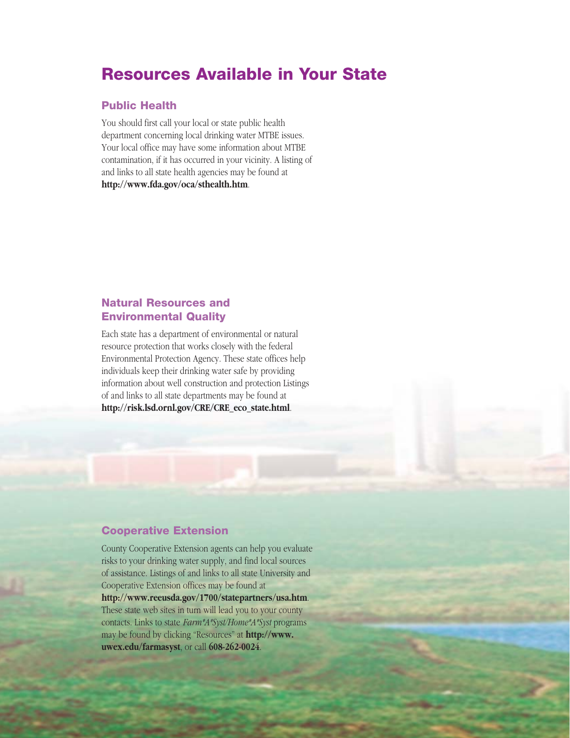# Resources Available in Your State

## Public Health

You should first call your local or state public health department concerning local drinking water MTBE issues. Your local office may have some information about MTBE contamination, if it has occurred in your vicinity. A listing of and links to all state health agencies may be found at **http://www.fda.gov/oca/sthealth.htm**.

## Natural Resources and Environmental Quality

Each state has a department of environmental or natural resource protection that works closely with the federal Environmental Protection Agency. These state offices help individuals keep their drinking water safe by providing information about well construction and protection Listings of and links to all state departments may be found at **http://risk.lsd.ornl.gov/CRE/CRE_eco_state.html**.

## Cooperative Extension

County Cooperative Extension agents can help you evaluate risks to your drinking water supply, and find local sources of assistance. Listings of and links to all state University and Cooperative Extension offices may be found at **http://www.reeusda.gov/1700/statepartners/usa.htm**. These state web sites in turn will lead you to your county contacts. Links to state *Farm*A*Syst/Home*A*Syst* programs may be found by clicking "Resources" at **http://www.uwex.edu/farmasyst**, or call **608-262-0024**.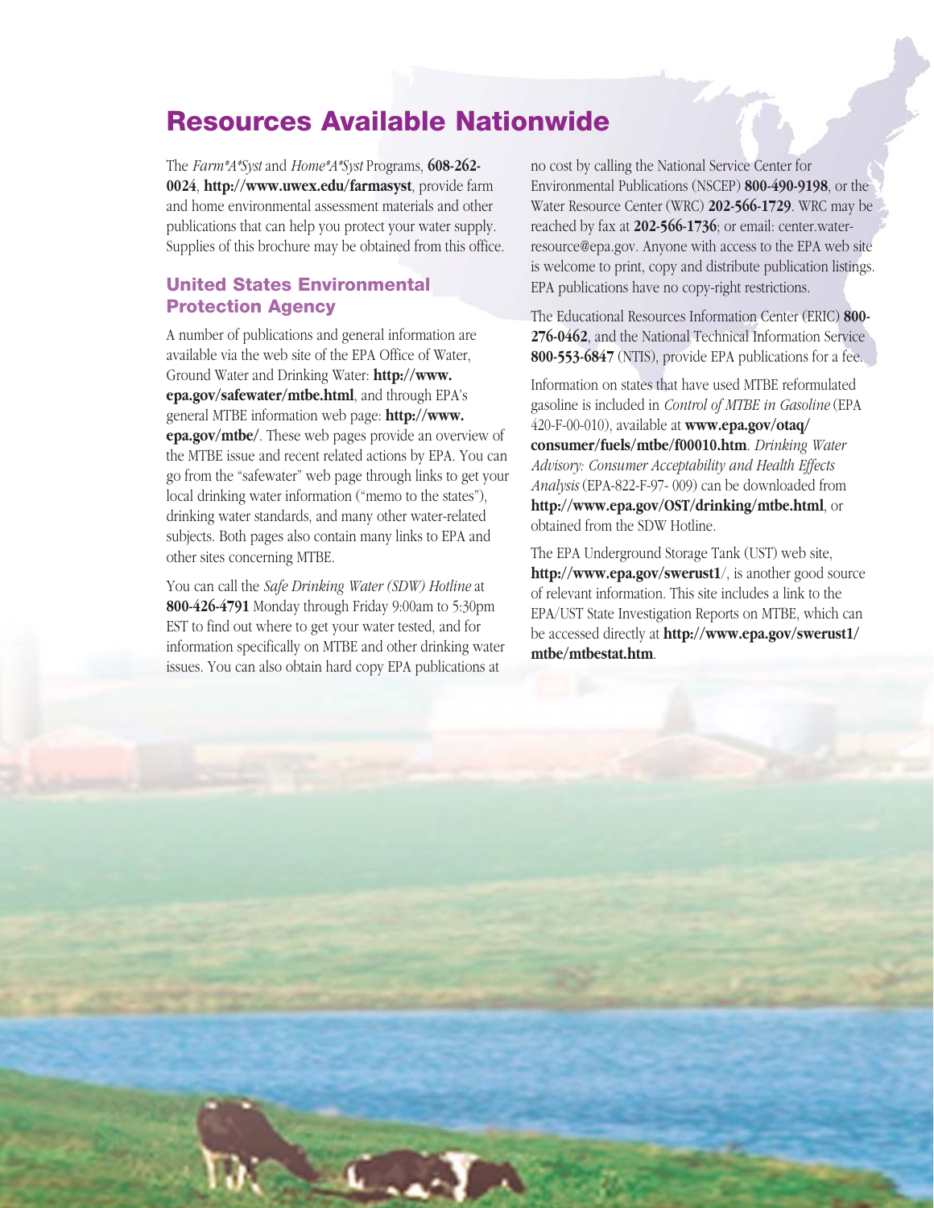# Resources Available Nationwide

The *Farm*A*Syst* and *Home*A*Syst* Programs, **608-262-0024**, **http://www.uwex.edu/farmasyst**, provide farm and home environmental assessment materials and other publications that can help you protect your water supply. Supplies of this brochure may be obtained from this office.

## United States Environmental Protection Agency

A number of publications and general information are available via the web site of the EPA Office of Water, Ground Water and Drinking Water: **http://www.epa.gov/safewater/mtbe.html**, and through EPA's general MTBE information web page: **http://www.epa.gov/mtbe/**. These web pages provide an overview of the MTBE issue and recent related actions by EPA. You can go from the "safewater" web page through links to get your local drinking water information ("memo to the states"), drinking water standards, and many other water-related subjects. Both pages also contain many links to EPA and other sites concerning MTBE.

You can call the *Safe Drinking Water (SDW) Hotline* at **800-426-4791** Monday through Friday 9:00am to 5:30pm EST to find out where to get your water tested, and for information specifically on MTBE and other drinking water issues. You can also obtain hard copy EPA publications at no cost by calling the National Service Center for Environmental Publications (NSCEP) **800-490-9198**, or the Water Resource Center (WRC) **202-566-1729**. WRC may be reached by fax at **202-566-1736**; or email: center.water-resource@epa.gov. Anyone with access to the EPA web site is welcome to print, copy and distribute publication listings. EPA publications have no copy-right restrictions.

The Educational Resources Information Center (ERIC) **800-276-0462**, and the National Technical Information Service **800-553-6847** (NTIS), provide EPA publications for a fee.

Information on states that have used MTBE reformulated gasoline is included in *Control of MTBE in Gasoline* (EPA 420-F-00-010), available at **www.epa.gov/otaq/consumer/fuels/mtbe/f00010.htm**. *Drinking Water Advisory: Consumer Acceptability and Health Effects Analysis* (EPA-822-F-97- 009) can be downloaded from **http://www.epa.gov/OST/drinking/mtbe.html**, or obtained from the SDW Hotline.

The EPA Underground Storage Tank (UST) web site, **http://www.epa.gov/swerust1**/, is another good source of relevant information. This site includes a link to the EPA/UST State Investigation Reports on MTBE, which can be accessed directly at **http://www.epa.gov/swerust1/mtbe/mtbestat.htm**.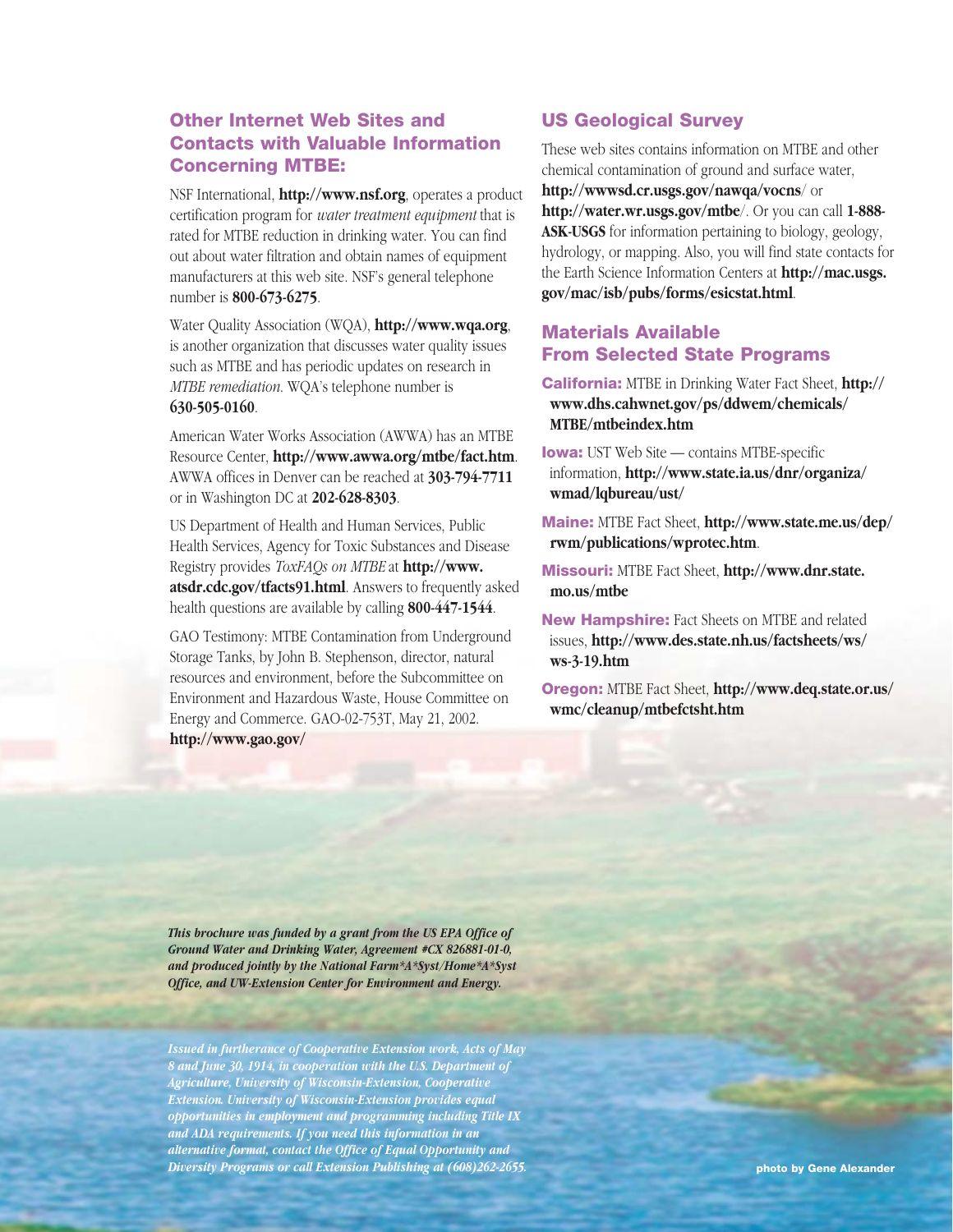## Other Internet Web Sites and Contacts with Valuable Information Concerning MTBE:

NSF International, **http://www.nsf.org**, operates a product certification program for *water treatment equipment* that is rated for MTBE reduction in drinking water. You can find out about water filtration and obtain names of equipment manufacturers at this web site. NSF's general telephone number is **800-673-6275**.

Water Quality Association (WQA), **http://www.wqa.org**, is another organization that discusses water quality issues such as MTBE and has periodic updates on research in *MTBE remediation.* WQA's telephone number is **630-505-0160**.

American Water Works Association (AWWA) has an MTBE Resource Center, **http://www.awwa.org/mtbe/fact.htm**. AWWA offices in Denver can be reached at **303-794-7711** or in Washington DC at **202-628-8303**.

US Department of Health and Human Services, Public Health Services, Agency for Toxic Substances and Disease Registry provides *ToxFAQs on MTBE* at **http://www.atsdr.cdc.gov/tfacts91.html**. Answers to frequently asked health questions are available by calling **800-447-1544**.

GAO Testimony: MTBE Contamination from Underground Storage Tanks, by John B. Stephenson, director, natural resources and environment, before the Subcommittee on Environment and Hazardous Waste, House Committee on Energy and Commerce. GAO-02-753T, May 21, 2002. **http://www.gao.gov/**

## US Geological Survey

These web sites contains information on MTBE and other chemical contamination of ground and surface water, **http://wwwsd.cr.usgs.gov/nawqa/vocns**/ or **http://water.wr.usgs.gov/mtbe**/. Or you can call **1-888-ASK-USGS** for information pertaining to biology, geology, hydrology, or mapping. Also, you will find state contacts for the Earth Science Information Centers at **http://mac.usgs.gov/mac/isb/pubs/forms/esicstat.html**.

## Materials Available From Selected State Programs

**California:** MTBE in Drinking Water Fact Sheet, **http://www.dhs.cahwnet.gov/ps/ddwem/chemicals/MTBE/mtbeindex.htm**

**Iowa:** UST Web Site — contains MTBE-specific information, **http://www.state.ia.us/dnr/organiza/wmad/lqbureau/ust/**

**Maine:** MTBE Fact Sheet, **http://www.state.me.us/dep/rwm/publications/wprotec.htm**.

**Missouri:** MTBE Fact Sheet, **http://www.dnr.state.mo.us/mtbe**

**New Hampshire:** Fact Sheets on MTBE and related issues, **http://www.des.state.nh.us/factsheets/ws/ws-3-19.htm**

**Oregon:** MTBE Fact Sheet, **http://www.deq.state.or.us/wmc/cleanup/mtbefctsht.htm**

***This brochure was funded by a grant from the US EPA Office of Ground Water and Drinking Water, Agreement #CX 826881-01-0, and produced jointly by the National Farm*A*Syst/Home*A*Syst Office, and UW-Extension Center for Environment and Energy.***

***Issued in furtherance of Cooperative Extension work, Acts of May 8 and June 30, 1914, in cooperation with the U.S. Department of Agriculture, University of Wisconsin-Extension, Cooperative Extension. University of Wisconsin-Extension provides equal opportunities in employment and programming including Title IX and ADA requirements. If you need this information in an alternative format, contact the Office of Equal Opportunity and Diversity Programs or call Extension Publishing at (608)262-2655.***

**photo by Gene Alexander**